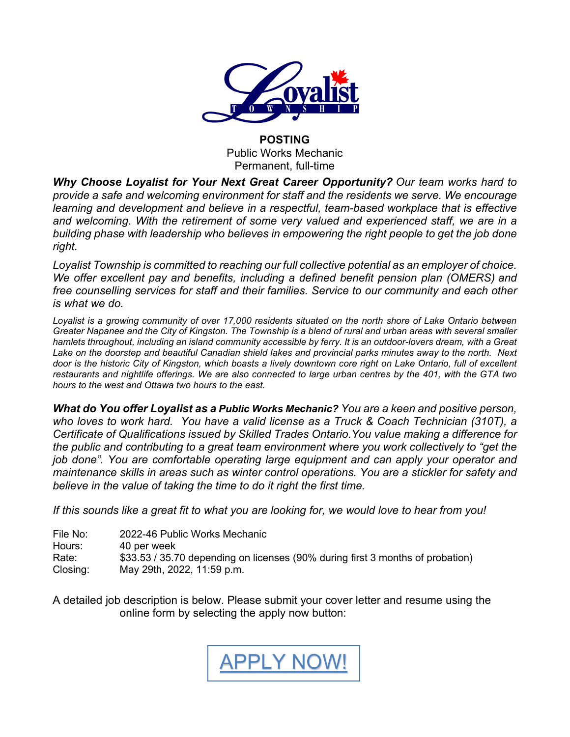**POSTING**
Public Works Mechanic
Permanent, full-time

***Why Choose Loyalist for Your Next Great Career Opportunity?*** *Our team works hard to provide a safe and welcoming environment for staff and the residents we serve. We encourage learning and development and believe in a respectful, team-based workplace that is effective and welcoming. With the retirement of some very valued and experienced staff, we are in a building phase with leadership who believes in empowering the right people to get the job done right.*

*Loyalist Township is committed to reaching our full collective potential as an employer of choice. We offer excellent pay and benefits, including a defined benefit pension plan (OMERS) and free counselling services for staff and their families. Service to our community and each other is what we do.*

*Loyalist is a growing community of over 17,000 residents situated on the north shore of Lake Ontario between Greater Napanee and the City of Kingston. The Township is a blend of rural and urban areas with several smaller hamlets throughout, including an island community accessible by ferry. It is an outdoor-lovers dream, with a Great Lake on the doorstep and beautiful Canadian shield lakes and provincial parks minutes away to the north. Next door is the historic City of Kingston, which boasts a lively downtown core right on Lake Ontario, full of excellent restaurants and nightlife offerings. We are also connected to large urban centres by the 401, with the GTA two hours to the west and Ottawa two hours to the east.*

***What do You offer Loyalist as a Public Works Mechanic?*** *You are a keen and positive person, who loves to work hard. You have a valid license as a Truck & Coach Technician (310T), a Certificate of Qualifications issued by Skilled Trades Ontario.You value making a difference for the public and contributing to a great team environment where you work collectively to "get the job done". You are comfortable operating large equipment and can apply your operator and maintenance skills in areas such as winter control operations. You are a stickler for safety and believe in the value of taking the time to do it right the first time.*

*If this sounds like a great fit to what you are looking for, we would love to hear from you!*

File No: 2022-46 Public Works Mechanic
Hours: 40 per week
Rate: $33.53 / 35.70 depending on licenses (90% during first 3 months of probation)
Closing: May 29th, 2022, 11:59 p.m.

A detailed job description is below. Please submit your cover letter and resume using the online form by selecting the apply now button:

APPLY NOW!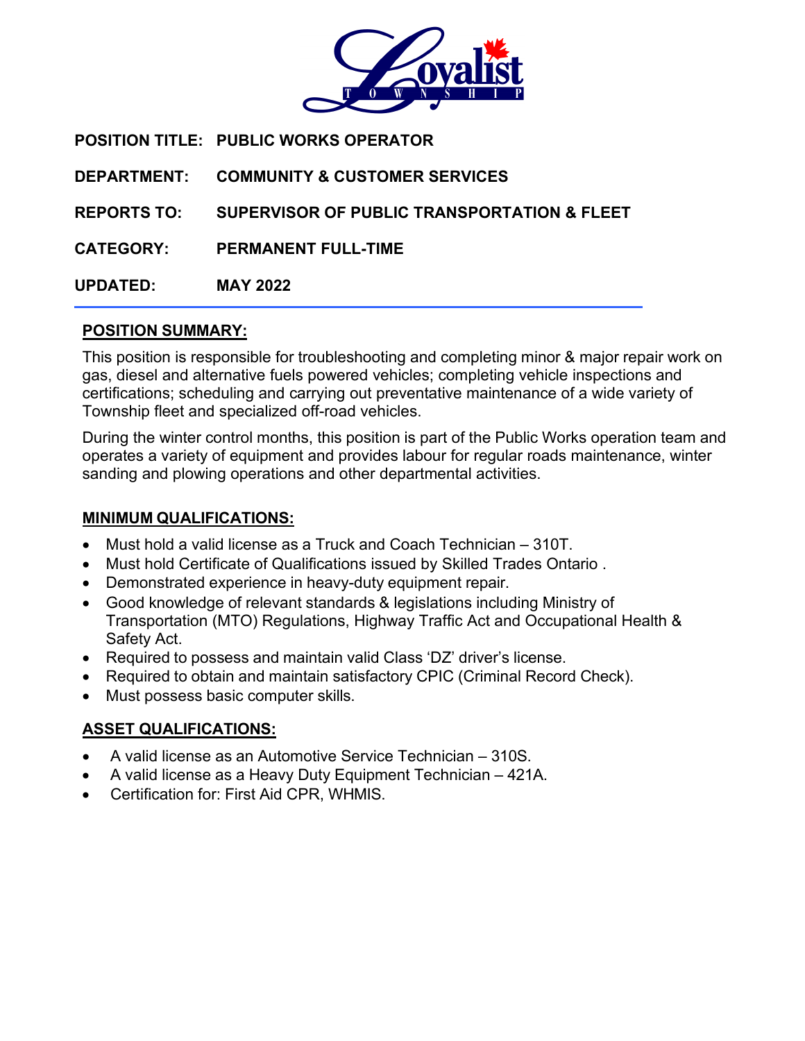**POSITION TITLE:** PUBLIC WORKS OPERATOR

**DEPARTMENT:** COMMUNITY & CUSTOMER SERVICES

**REPORTS TO:** SUPERVISOR OF PUBLIC TRANSPORTATION & FLEET

**CATEGORY:** PERMANENT FULL-TIME

**UPDATED:** MAY 2022

---

## POSITION SUMMARY:

This position is responsible for troubleshooting and completing minor & major repair work on gas, diesel and alternative fuels powered vehicles; completing vehicle inspections and certifications; scheduling and carrying out preventative maintenance of a wide variety of Township fleet and specialized off-road vehicles.

During the winter control months, this position is part of the Public Works operation team and operates a variety of equipment and provides labour for regular roads maintenance, winter sanding and plowing operations and other departmental activities.

## MINIMUM QUALIFICATIONS:

- Must hold a valid license as a Truck and Coach Technician – 310T.
- Must hold Certificate of Qualifications issued by Skilled Trades Ontario .
- Demonstrated experience in heavy-duty equipment repair.
- Good knowledge of relevant standards & legislations including Ministry of Transportation (MTO) Regulations, Highway Traffic Act and Occupational Health & Safety Act.
- Required to possess and maintain valid Class 'DZ' driver's license.
- Required to obtain and maintain satisfactory CPIC (Criminal Record Check).
- Must possess basic computer skills.

## ASSET QUALIFICATIONS:

- A valid license as an Automotive Service Technician – 310S.
- A valid license as a Heavy Duty Equipment Technician – 421A.
- Certification for: First Aid CPR, WHMIS.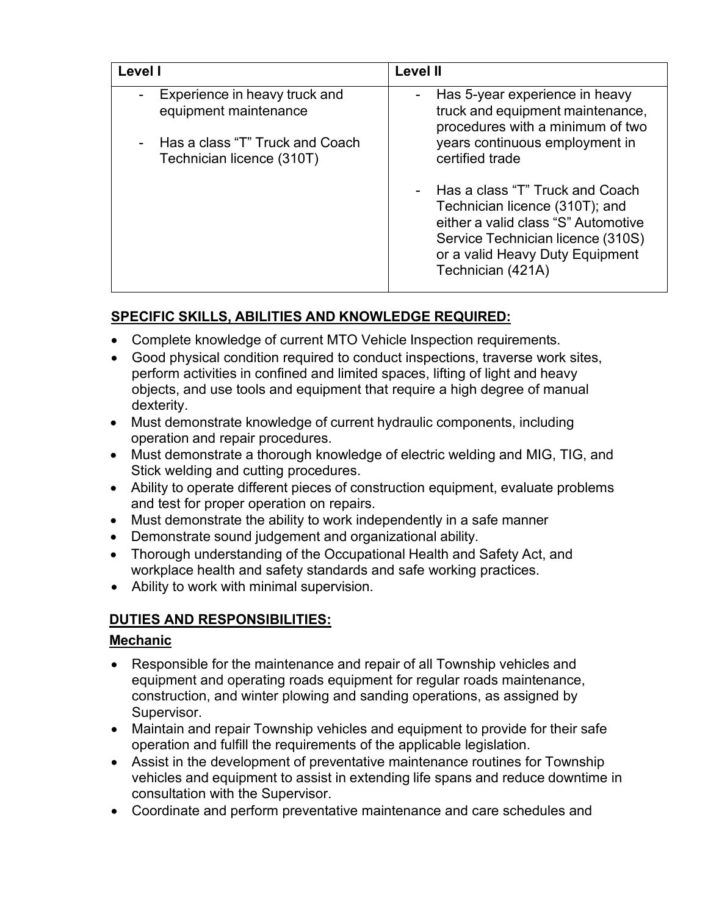| Level I | Level II |
| --- | --- |
| - Experience in heavy truck and equipment maintenance<br><br>- Has a class "T" Truck and Coach Technician licence (310T) | - Has 5-year experience in heavy truck and equipment maintenance, procedures with a minimum of two years continuous employment in certified trade<br><br>- Has a class "T" Truck and Coach Technician licence (310T); and either a valid class "S" Automotive Service Technician licence (310S) or a valid Heavy Duty Equipment Technician (421A) |

## SPECIFIC SKILLS, ABILITIES AND KNOWLEDGE REQUIRED:

- Complete knowledge of current MTO Vehicle Inspection requirements.
- Good physical condition required to conduct inspections, traverse work sites, perform activities in confined and limited spaces, lifting of light and heavy objects, and use tools and equipment that require a high degree of manual dexterity.
- Must demonstrate knowledge of current hydraulic components, including operation and repair procedures.
- Must demonstrate a thorough knowledge of electric welding and MIG, TIG, and Stick welding and cutting procedures.
- Ability to operate different pieces of construction equipment, evaluate problems and test for proper operation on repairs.
- Must demonstrate the ability to work independently in a safe manner
- Demonstrate sound judgement and organizational ability.
- Thorough understanding of the Occupational Health and Safety Act, and workplace health and safety standards and safe working practices.
- Ability to work with minimal supervision.

## DUTIES AND RESPONSIBILITIES:

### Mechanic

- Responsible for the maintenance and repair of all Township vehicles and equipment and operating roads equipment for regular roads maintenance, construction, and winter plowing and sanding operations, as assigned by Supervisor.
- Maintain and repair Township vehicles and equipment to provide for their safe operation and fulfill the requirements of the applicable legislation.
- Assist in the development of preventative maintenance routines for Township vehicles and equipment to assist in extending life spans and reduce downtime in consultation with the Supervisor.
- Coordinate and perform preventative maintenance and care schedules and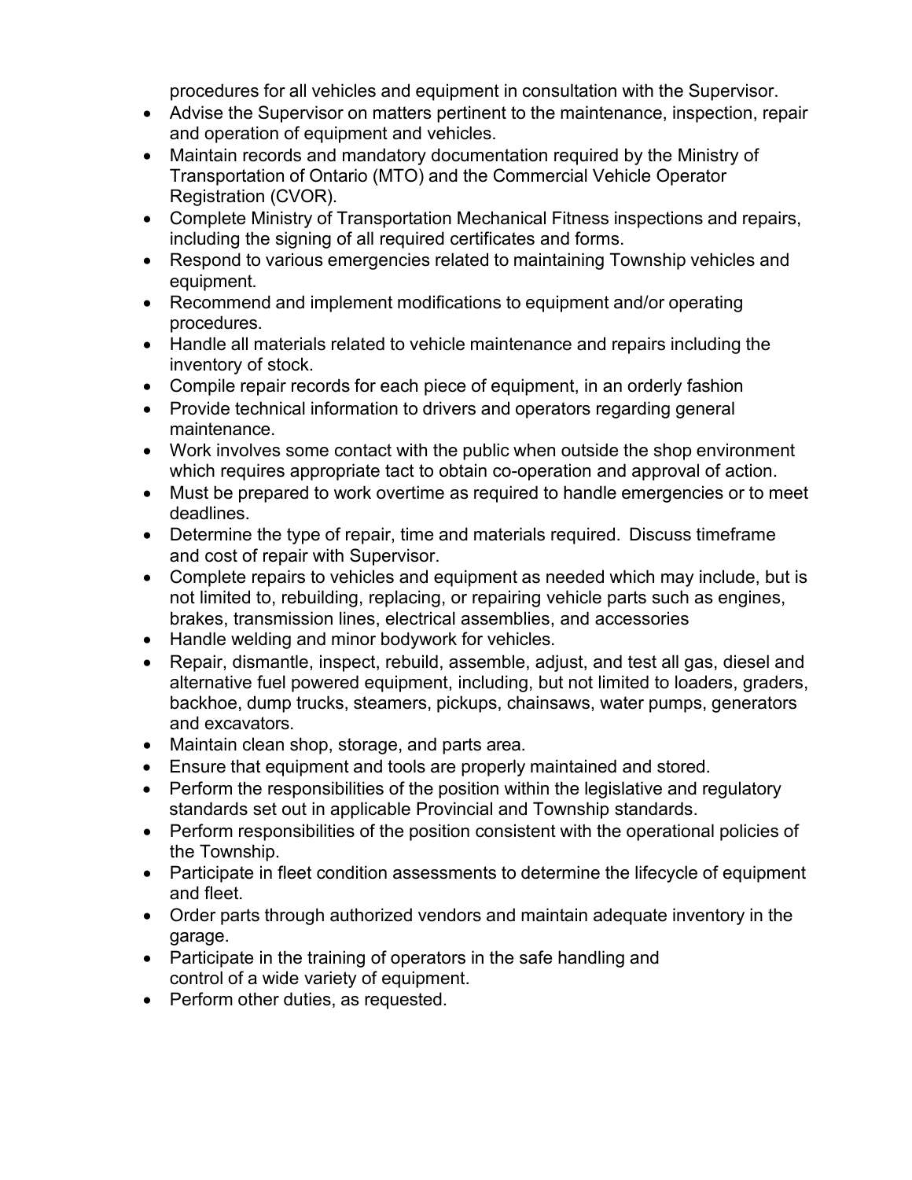procedures for all vehicles and equipment in consultation with the Supervisor.

- Advise the Supervisor on matters pertinent to the maintenance, inspection, repair and operation of equipment and vehicles.
- Maintain records and mandatory documentation required by the Ministry of Transportation of Ontario (MTO) and the Commercial Vehicle Operator Registration (CVOR).
- Complete Ministry of Transportation Mechanical Fitness inspections and repairs, including the signing of all required certificates and forms.
- Respond to various emergencies related to maintaining Township vehicles and equipment.
- Recommend and implement modifications to equipment and/or operating procedures.
- Handle all materials related to vehicle maintenance and repairs including the inventory of stock.
- Compile repair records for each piece of equipment, in an orderly fashion
- Provide technical information to drivers and operators regarding general maintenance.
- Work involves some contact with the public when outside the shop environment which requires appropriate tact to obtain co-operation and approval of action.
- Must be prepared to work overtime as required to handle emergencies or to meet deadlines.
- Determine the type of repair, time and materials required. Discuss timeframe and cost of repair with Supervisor.
- Complete repairs to vehicles and equipment as needed which may include, but is not limited to, rebuilding, replacing, or repairing vehicle parts such as engines, brakes, transmission lines, electrical assemblies, and accessories
- Handle welding and minor bodywork for vehicles.
- Repair, dismantle, inspect, rebuild, assemble, adjust, and test all gas, diesel and alternative fuel powered equipment, including, but not limited to loaders, graders, backhoe, dump trucks, steamers, pickups, chainsaws, water pumps, generators and excavators.
- Maintain clean shop, storage, and parts area.
- Ensure that equipment and tools are properly maintained and stored.
- Perform the responsibilities of the position within the legislative and regulatory standards set out in applicable Provincial and Township standards.
- Perform responsibilities of the position consistent with the operational policies of the Township.
- Participate in fleet condition assessments to determine the lifecycle of equipment and fleet.
- Order parts through authorized vendors and maintain adequate inventory in the garage.
- Participate in the training of operators in the safe handling and control of a wide variety of equipment.
- Perform other duties, as requested.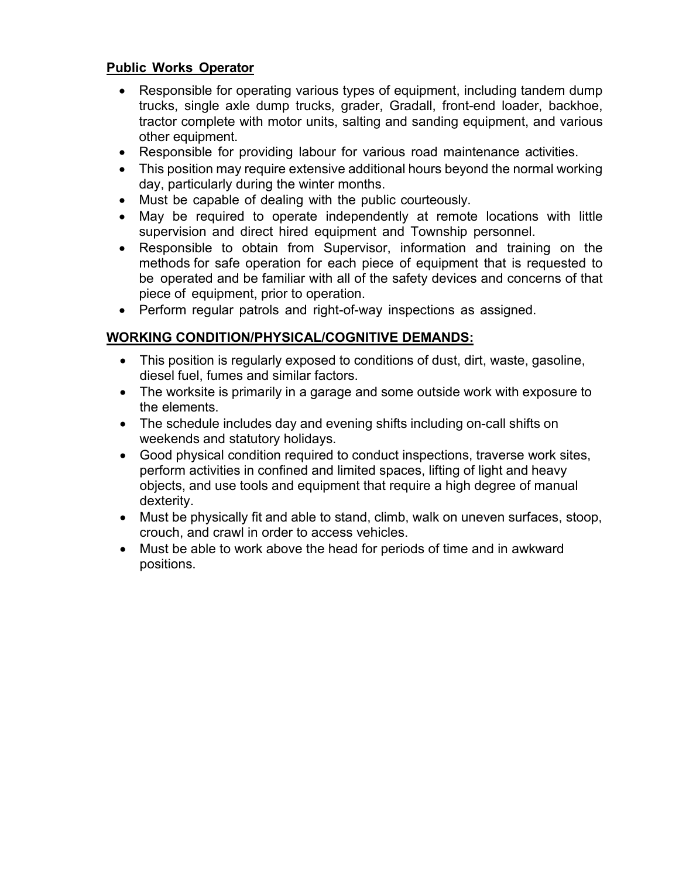**Public Works Operator**

- Responsible for operating various types of equipment, including tandem dump trucks, single axle dump trucks, grader, Gradall, front-end loader, backhoe, tractor complete with motor units, salting and sanding equipment, and various other equipment.
- Responsible for providing labour for various road maintenance activities.
- This position may require extensive additional hours beyond the normal working day, particularly during the winter months.
- Must be capable of dealing with the public courteously.
- May be required to operate independently at remote locations with little supervision and direct hired equipment and Township personnel.
- Responsible to obtain from Supervisor, information and training on the methods for safe operation for each piece of equipment that is requested to be operated and be familiar with all of the safety devices and concerns of that piece of equipment, prior to operation.
- Perform regular patrols and right-of-way inspections as assigned.

**WORKING CONDITION/PHYSICAL/COGNITIVE DEMANDS:**

- This position is regularly exposed to conditions of dust, dirt, waste, gasoline, diesel fuel, fumes and similar factors.
- The worksite is primarily in a garage and some outside work with exposure to the elements.
- The schedule includes day and evening shifts including on-call shifts on weekends and statutory holidays.
- Good physical condition required to conduct inspections, traverse work sites, perform activities in confined and limited spaces, lifting of light and heavy objects, and use tools and equipment that require a high degree of manual dexterity.
- Must be physically fit and able to stand, climb, walk on uneven surfaces, stoop, crouch, and crawl in order to access vehicles.
- Must be able to work above the head for periods of time and in awkward positions.